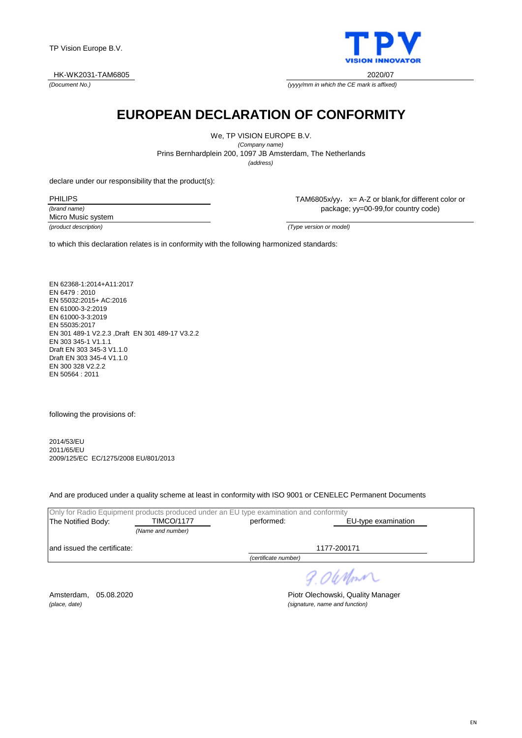TP Vision Europe B.V.

HK-WK2031-TAM6805
*(Document No.)*

2020/07
*(yyyy/mm in which the CE mark is affixed)*

# EUROPEAN DECLARATION OF CONFORMITY

We, TP VISION EUROPE B.V.
*(Company name)*
Prins Bernhardplein 200, 1097 JB Amsterdam, The Netherlands
*(address)*

declare under our responsibility that the product(s):

PHILIPS
*(brand name)*

Micro Music system
*(product description)*

TAM6805x/yy， x= A-Z or blank,for different color or package; yy=00-99,for country code)
*(Type version or model)*

to which this declaration relates is in conformity with the following harmonized standards:

EN 62368-1:2014+A11:2017
EN 6479 : 2010
EN 55032:2015+ AC:2016
EN 61000-3-2:2019
EN 61000-3-3:2019
EN 55035:2017
EN 301 489-1 V2.2.3 ,Draft EN 301 489-17 V3.2.2
EN 303 345-1 V1.1.1
Draft EN 303 345-3 V1.1.0
Draft EN 303 345-4 V1.1.0
EN 300 328 V2.2.2
EN 50564 : 2011

following the provisions of:

2014/53/EU
2011/65/EU
2009/125/EC EC/1275/2008 EU/801/2013

And are produced under a quality scheme at least in conformity with ISO 9001 or CENELEC Permanent Documents

Only for Radio Equipment products produced under an EU type examination and conformity

The Notified Body: TIMCO/1177 *(Name and number)* performed: EU-type examination

and issued the certificate: 1177-200171 *(certificate number)*

Amsterdam, 05.08.2020
*(place, date)*

P. Olechowski
Piotr Olechowski, Quality Manager
*(signature, name and function)*

EN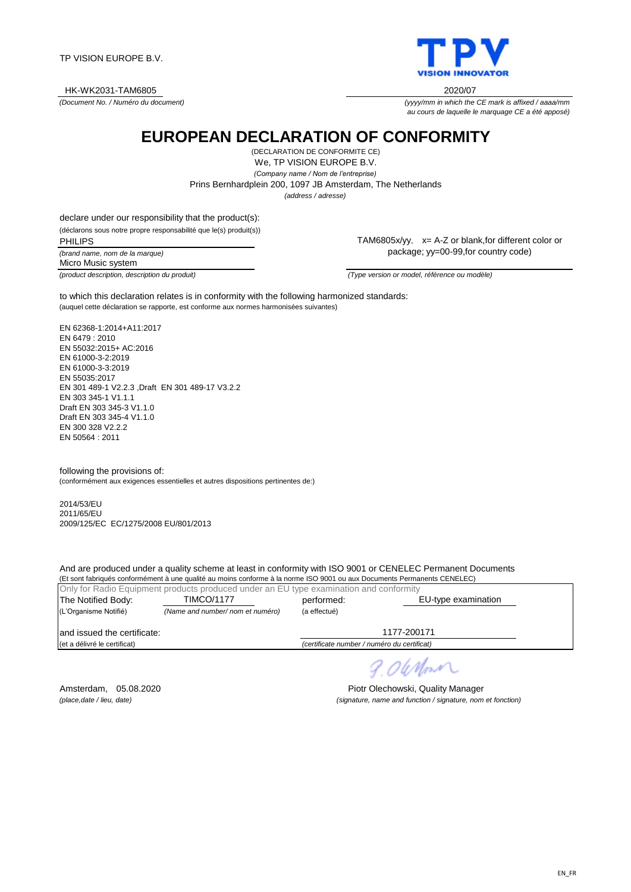TP VISION EUROPE B.V.

HK-WK2031-TAM6805 | 2020/07

*(Document No. / Numéro du document)* | *(yyyy/mm in which the CE mark is affixed / aaaa/mm au cours de laquelle le marquage CE a été apposé)*

# EUROPEAN DECLARATION OF CONFORMITY

(DECLARATION DE CONFORMITE CE)

We, TP VISION EUROPE B.V.

*(Company name / Nom de l'entreprise)*

Prins Bernhardplein 200, 1097 JB Amsterdam, The Netherlands

*(address / adresse)*

declare under our responsibility that the product(s):

(déclarons sous notre propre responsabilité que le(s) produit(s))

PHILIPS

*(brand name, nom de la marque)*

Micro Music system

*(product description, description du produit)*

TAM6805x/yy, x= A-Z or blank,for different color or package; yy=00-99,for country code)

*(Type version or model, référence ou modèle)*

to which this declaration relates is in conformity with the following harmonized standards:

(auquel cette déclaration se rapporte, est conforme aux normes harmonisées suivantes)

EN 62368-1:2014+A11:2017
EN 6479 : 2010
EN 55032:2015+ AC:2016
EN 61000-3-2:2019
EN 61000-3-3:2019
EN 55035:2017
EN 301 489-1 V2.2.3 ,Draft EN 301 489-17 V3.2.2
EN 303 345-1 V1.1.1
Draft EN 303 345-3 V1.1.0
Draft EN 303 345-4 V1.1.0
EN 300 328 V2.2.2
EN 50564 : 2011

following the provisions of:

(conformément aux exigences essentielles et autres dispositions pertinentes de:)

2014/53/EU
2011/65/EU
2009/125/EC EC/1275/2008 EU/801/2013

And are produced under a quality scheme at least in conformity with ISO 9001 or CENELEC Permanent Documents

(Et sont fabriqués conformément à une qualité au moins conforme à la norme ISO 9001 ou aux Documents Permanents CENELEC)

Only for Radio Equipment products produced under an EU type examination and conformity

The Notified Body: TIMCO/1177 performed: EU-type examination

(L'Organisme Notifié) *(Name and number/ nom et numéro)* (a effectué)

and issued the certificate: 1177-200171

(et a délivré le certificat) *(certificate number / numéro du certificat)*

Amsterdam, 05.08.2020

*(place,date / lieu, date)*

Piotr Olechowski, Quality Manager

*(signature, name and function / signature, nom et fonction)*

EN_FR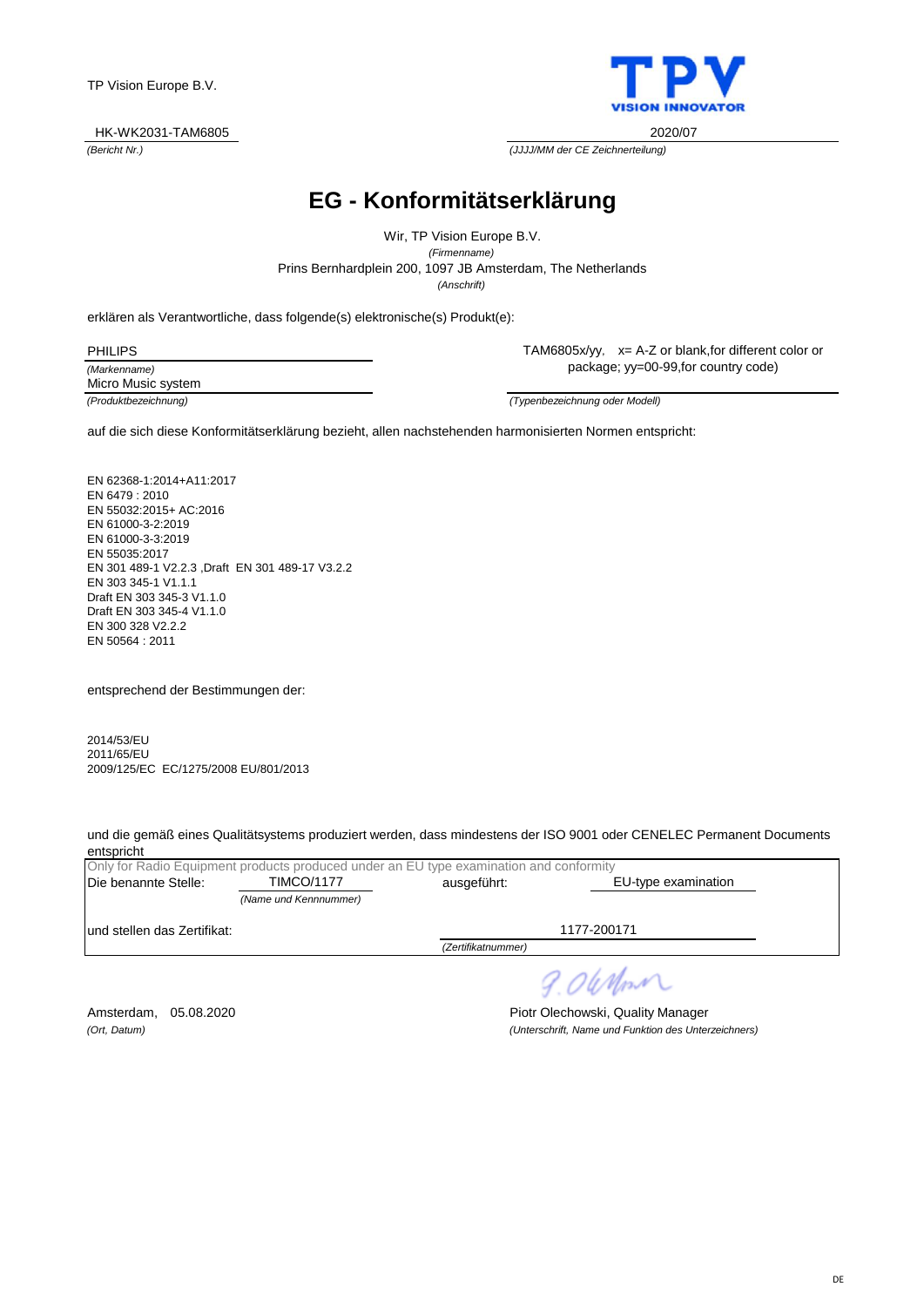TP Vision Europe B.V.

TPV
VISION INNOVATOR

HK-WK2031-TAM6805
*(Bericht Nr.)*

2020/07
*(JJJJ/MM der CE Zeichnerteilung)*

# EG - Konformitätserklärung

Wir, TP Vision Europe B.V.
*(Firmenname)*
Prins Bernhardplein 200, 1097 JB Amsterdam, The Netherlands
*(Anschrift)*

erklären als Verantwortliche, dass folgende(s) elektronische(s) Produkt(e):

PHILIPS
*(Markenname)*

Micro Music system
*(Produktbezeichnung)*

TAM6805x/yy, x= A-Z or blank,for different color or package; yy=00-99,for country code)
*(Typenbezeichnung oder Modell)*

auf die sich diese Konformitätserklärung bezieht, allen nachstehenden harmonisierten Normen entspricht:

EN 62368-1:2014+A11:2017
EN 6479 : 2010
EN 55032:2015+ AC:2016
EN 61000-3-2:2019
EN 61000-3-3:2019
EN 55035:2017
EN 301 489-1 V2.2.3 ,Draft EN 301 489-17 V3.2.2
EN 303 345-1 V1.1.1
Draft EN 303 345-3 V1.1.0
Draft EN 303 345-4 V1.1.0
EN 300 328 V2.2.2
EN 50564 : 2011

entsprechend der Bestimmungen der:

2014/53/EU
2011/65/EU
2009/125/EC EC/1275/2008 EU/801/2013

und die gemäß eines Qualitätsystems produziert werden, dass mindestens der ISO 9001 oder CENELEC Permanent Documents entspricht

Only for Radio Equipment products produced under an EU type examination and conformity

| Die benannte Stelle: | TIMCO/1177 *(Name und Kennnummer)* | ausgeführt: | EU-type examination |
|---|---|---|---|
| und stellen das Zertifikat: | | 1177-200171 *(Zertifikatnummer)* | |

Amsterdam, 05.08.2020
*(Ort, Datum)*

P. Olechowski
Piotr Olechowski, Quality Manager
*(Unterschrift, Name und Funktion des Unterzeichners)*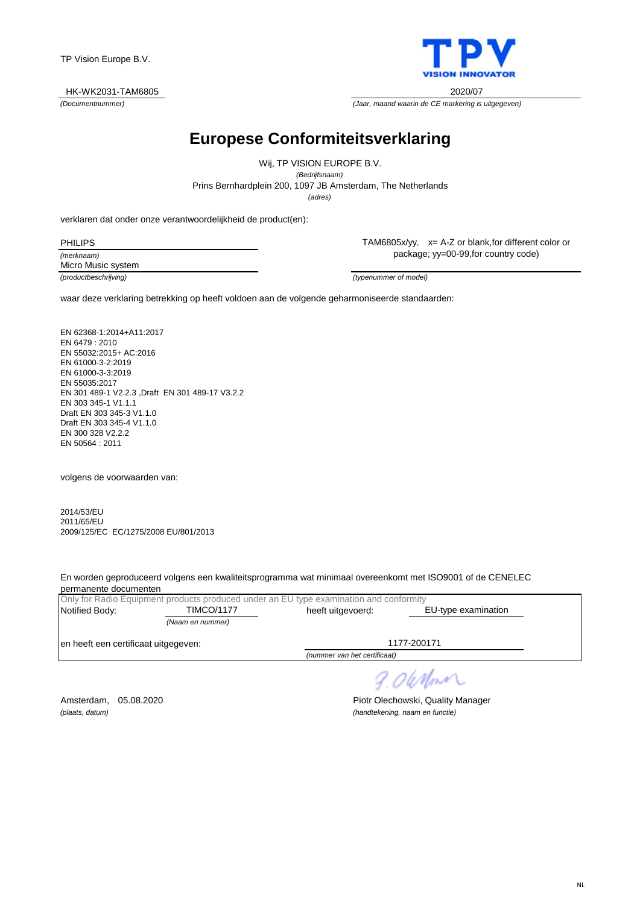TP Vision Europe B.V.

HK-WK2031-TAM6805
*(Documentnummer)*

2020/07
*(Jaar, maand waarin de CE markering is uitgegeven)*

# Europese Conformiteitsverklaring

Wij, TP VISION EUROPE B.V.
*(Bedrijfsnaam)*
Prins Bernhardplein 200, 1097 JB Amsterdam, The Netherlands
*(adres)*

verklaren dat onder onze verantwoordelijkheid de product(en):

PHILIPS
*(merknaam)*
Micro Music system
*(productbeschrijving)*

TAM6805x/yy, x= A-Z or blank,for different color or package; yy=00-99,for country code)
*(typenummer of model)*

waar deze verklaring betrekking op heeft voldoen aan de volgende geharmoniseerde standaarden:

EN 62368-1:2014+A11:2017
EN 6479 : 2010
EN 55032:2015+ AC:2016
EN 61000-3-2:2019
EN 61000-3-3:2019
EN 55035:2017
EN 301 489-1 V2.2.3 ,Draft EN 301 489-17 V3.2.2
EN 303 345-1 V1.1.1
Draft EN 303 345-3 V1.1.0
Draft EN 303 345-4 V1.1.0
EN 300 328 V2.2.2
EN 50564 : 2011

volgens de voorwaarden van:

2014/53/EU
2011/65/EU
2009/125/EC EC/1275/2008 EU/801/2013

En worden geproduceerd volgens een kwaliteitsprogramma wat minimaal overeenkomt met ISO9001 of de CENELEC permanente documenten

Only for Radio Equipment products produced under an EU type examination and conformity

Notified Body: TIMCO/1177 *(Naam en nummer)* heeft uitgevoerd: EU-type examination

en heeft een certificaat uitgegeven: 1177-200171 *(nummer van het certificaat)*

Amsterdam, 05.08.2020
*(plaats, datum)*

Piotr Olechowski, Quality Manager
*(handtekening, naam en functie)*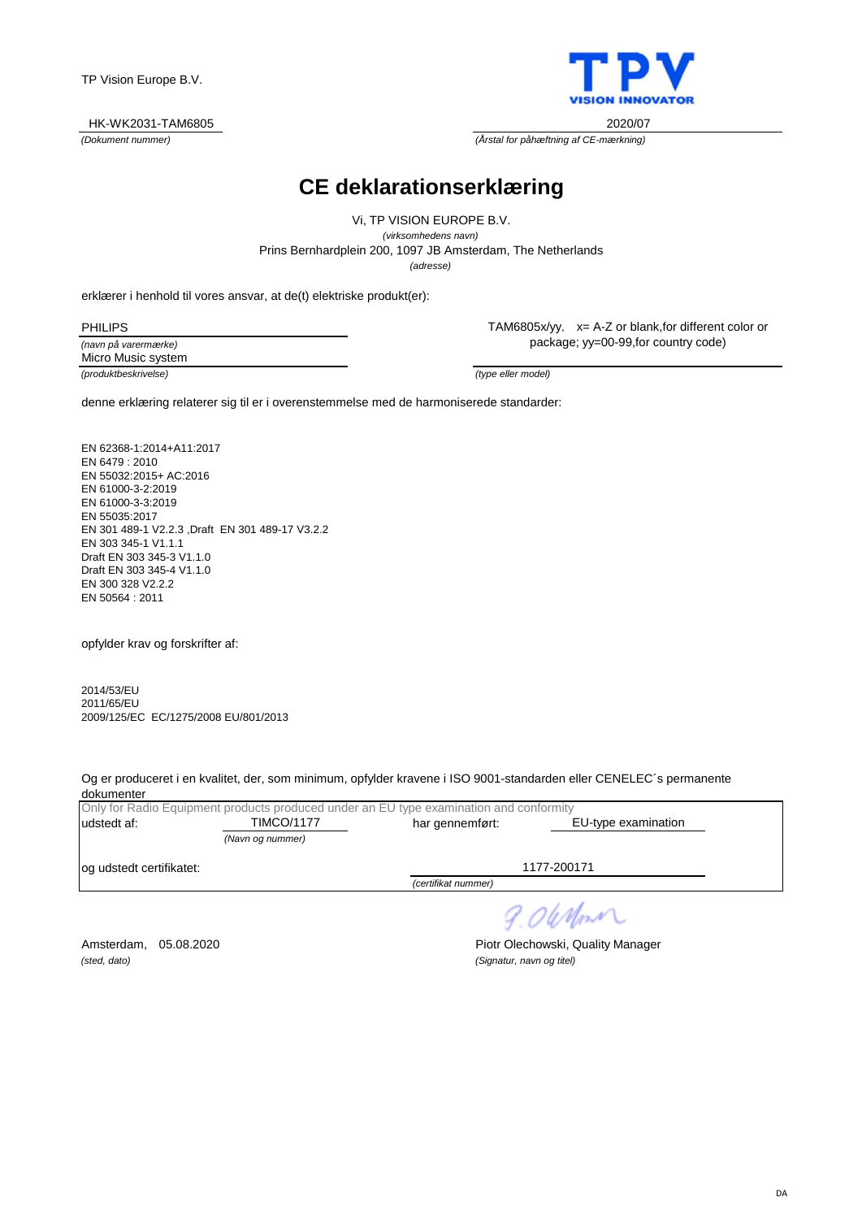TP Vision Europe B.V.

TPV
VISION INNOVATOR

HK-WK2031-TAM6805
*(Dokument nummer)*

2020/07
*(Årstal for påhæftning af CE-mærkning)*

# CE deklarationserklæring

Vi, TP VISION EUROPE B.V.
*(virksomhedens navn)*
Prins Bernhardplein 200, 1097 JB Amsterdam, The Netherlands
*(adresse)*

erklærer i henhold til vores ansvar, at de(t) elektriske produkt(er):

PHILIPS
*(navn på varemærke)*

Micro Music system
*(produktbeskrivelse)*

TAM6805x/yy,   x= A-Z or blank,for different color or package; yy=00-99,for country code)
*(type eller model)*

denne erklæring relaterer sig til er i overensstemmelse med de harmoniserede standarder:

EN 62368-1:2014+A11:2017
EN 6479 : 2010
EN 55032:2015+ AC:2016
EN 61000-3-2:2019
EN 61000-3-3:2019
EN 55035:2017
EN 301 489-1 V2.2.3 ,Draft  EN 301 489-17 V3.2.2
EN 303 345-1 V1.1.1
Draft EN 303 345-3 V1.1.0
Draft EN 303 345-4 V1.1.0
EN 300 328 V2.2.2
EN 50564 : 2011

opfylder krav og forskrifter af:

2014/53/EU
2011/65/EU
2009/125/EC  EC/1275/2008 EU/801/2013

Og er produceret i en kvalitet, der, som minimum, opfylder kravene i ISO 9001-standarden eller CENELEC´s permanente dokumenter

Only for Radio Equipment products produced under an EU type examination and conformity

udstedt af: TIMCO/1177 *(Navn og nummer)*   har gennemført: EU-type examination

og udstedt certifikatet: 1177-200171 *(certifikat nummer)*

Amsterdam,   05.08.2020
*(sted, dato)*

Piotr Olechowski, Quality Manager
*(Signatur, navn og titel)*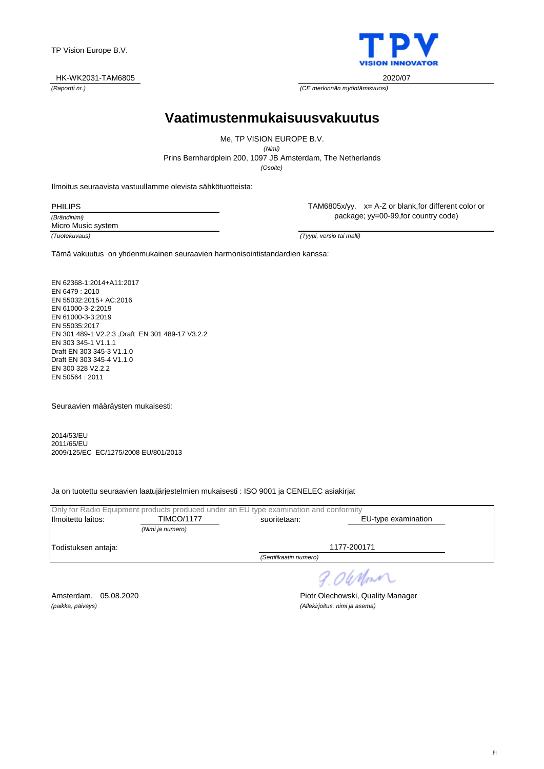TP Vision Europe B.V.

HK-WK2031-TAM6805
*(Raportti nr.)*

2020/07
*(CE merkinnän myöntämisvuosi)*

# Vaatimustenmukaisuusvakuutus

Me, TP VISION EUROPE B.V.
*(Nimi)*
Prins Bernhardplein 200, 1097 JB Amsterdam, The Netherlands
*(Osoite)*

Ilmoitus seuraavista vastuullamme olevista sähkötuotteista:

PHILIPS
*(Brändinimi)*

Micro Music system
*(Tuotekuvaus)*

TAM6805x/yy, x= A-Z or blank,for different color or package; yy=00-99,for country code)
*(Tyypi, versio tai malli)*

Tämä vakuutus on yhdenmukainen seuraavien harmonisointistandardien kanssa:

EN 62368-1:2014+A11:2017
EN 6479 : 2010
EN 55032:2015+ AC:2016
EN 61000-3-2:2019
EN 61000-3-3:2019
EN 55035:2017
EN 301 489-1 V2.2.3 ,Draft EN 301 489-17 V3.2.2
EN 303 345-1 V1.1.1
Draft EN 303 345-3 V1.1.0
Draft EN 303 345-4 V1.1.0
EN 300 328 V2.2.2
EN 50564 : 2011

Seuraavien määräysten mukaisesti:

2014/53/EU
2011/65/EU
2009/125/EC EC/1275/2008 EU/801/2013

Ja on tuotettu seuraavien laatujärjestelmien mukaisesti : ISO 9001 ja CENELEC asiakirjat

Only for Radio Equipment products produced under an EU type examination and conformity

| | | | |
|---|---|---|---|
| Ilmoitettu laitos: | TIMCO/1177<br>*(Nimi ja numero)* | suoritetaan: | EU-type examination |
| Todistuksen antaja: | | | 1177-200171<br>*(Sertifikaatin numero)* |

Amsterdam, 05.08.2020
*(paikka, päiväys)*

Piotr Olechowski, Quality Manager
*(Allekirjoitus, nimi ja asema)*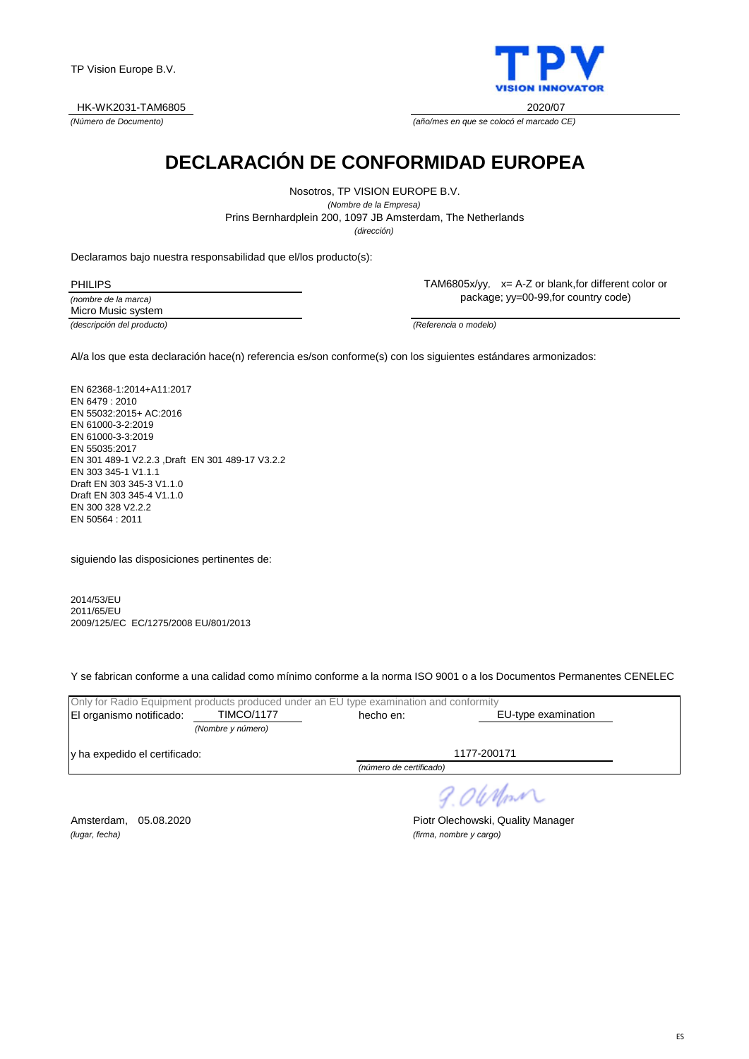TP Vision Europe B.V.

HK-WK2031-TAM6805
*(Número de Documento)*

2020/07
*(año/mes en que se colocó el marcado CE)*

# DECLARACIÓN DE CONFORMIDAD EUROPEA

Nosotros, TP VISION EUROPE B.V.
*(Nombre de la Empresa)*
Prins Bernhardplein 200, 1097 JB Amsterdam, The Netherlands
*(dirección)*

Declaramos bajo nuestra responsabilidad que el/los producto(s):

PHILIPS
*(nombre de la marca)*
Micro Music system
*(descripción del producto)*

TAM6805x/yy, x= A-Z or blank,for different color or package; yy=00-99,for country code)
*(Referencia o modelo)*

Al/a los que esta declaración hace(n) referencia es/son conforme(s) con los siguientes estándares armonizados:

EN 62368-1:2014+A11:2017
EN 6479 : 2010
EN 55032:2015+ AC:2016
EN 61000-3-2:2019
EN 61000-3-3:2019
EN 55035:2017
EN 301 489-1 V2.2.3 ,Draft EN 301 489-17 V3.2.2
EN 303 345-1 V1.1.1
Draft EN 303 345-3 V1.1.0
Draft EN 303 345-4 V1.1.0
EN 300 328 V2.2.2
EN 50564 : 2011

siguiendo las disposiciones pertinentes de:

2014/53/EU
2011/65/EU
2009/125/EC EC/1275/2008 EU/801/2013

Y se fabrican conforme a una calidad como mínimo conforme a la norma ISO 9001 o a los Documentos Permanentes CENELEC

Only for Radio Equipment products produced under an EU type examination and conformity

El organismo notificado: TIMCO/1177 *(Nombre y número)* hecho en: EU-type examination

y ha expedido el certificado: 1177-200171 *(número de certificado)*

Amsterdam, 05.08.2020
*(lugar, fecha)*

Piotr Olechowski, Quality Manager
*(firma, nombre y cargo)*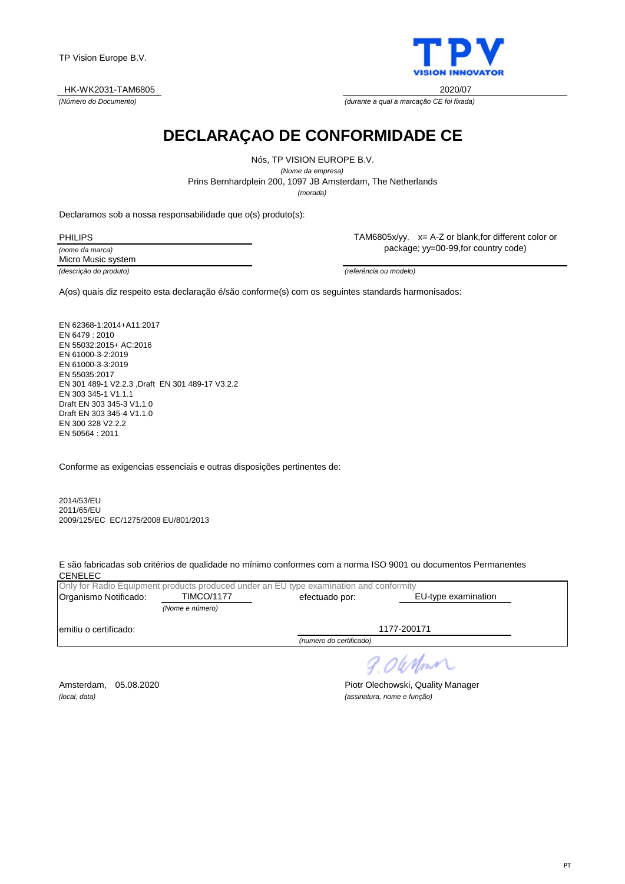TP Vision Europe B.V.

HK-WK2031-TAM6805
*(Número do Documento)*

2020/07
*(durante a qual a marcação CE foi fixada)*

# DECLARAÇAO DE CONFORMIDADE CE

Nós, TP VISION EUROPE B.V.
*(Nome da empresa)*
Prins Bernhardplein 200, 1097 JB Amsterdam, The Netherlands
*(morada)*

Declaramos sob a nossa responsabilidade que o(s) produto(s):

PHILIPS
*(nome da marca)*

Micro Music system
*(descrição do produto)*

TAM6805x/yy, x= A-Z or blank,for different color or package; yy=00-99,for country code)
*(referência ou modelo)*

A(os) quais diz respeito esta declaração é/são conforme(s) com os seguintes standards harmonisados:

EN 62368-1:2014+A11:2017
EN 6479 : 2010
EN 55032:2015+ AC:2016
EN 61000-3-2:2019
EN 61000-3-3:2019
EN 55035:2017
EN 301 489-1 V2.2.3 ,Draft EN 301 489-17 V3.2.2
EN 303 345-1 V1.1.1
Draft EN 303 345-3 V1.1.0
Draft EN 303 345-4 V1.1.0
EN 300 328 V2.2.2
EN 50564 : 2011

Conforme as exigencias essenciais e outras disposições pertinentes de:

2014/53/EU
2011/65/EU
2009/125/EC EC/1275/2008 EU/801/2013

E são fabricadas sob critérios de qualidade no mínimo conformes com a norma ISO 9001 ou documentos Permanentes CENELEC

Only for Radio Equipment products produced under an EU type examination and conformity

Organismo Notificado: TIMCO/1177 *(Nome e número)* efectuado por: EU-type examination

emitiu o certificado: 1177-200171 *(numero do certificado)*

Amsterdam, 05.08.2020
*(local, data)*

Piotr Olechowski, Quality Manager
*(assinatura, nome e função)*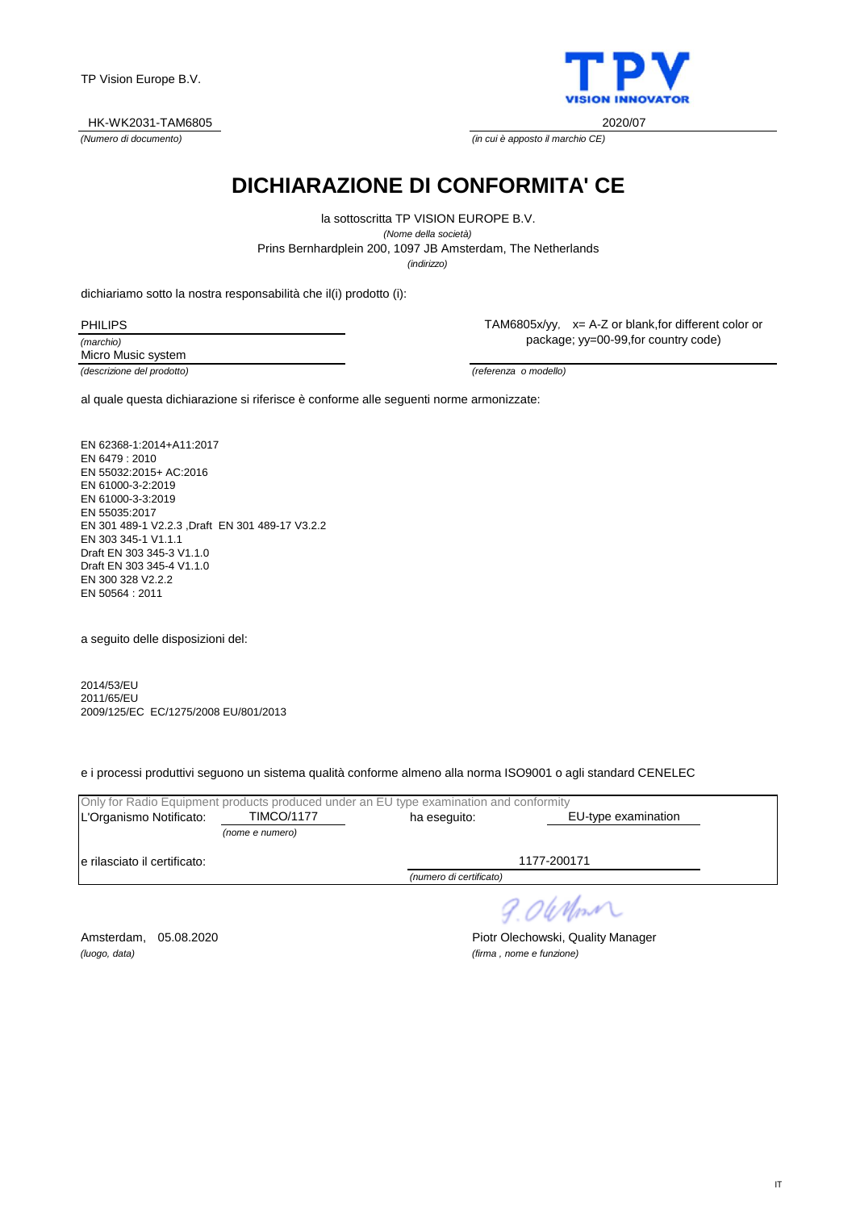TP Vision Europe B.V.

HK-WK2031-TAM6805
*(Numero di documento)*

2020/07
*(in cui è apposto il marchio CE)*

# DICHIARAZIONE DI CONFORMITA' CE

la sottoscritta TP VISION EUROPE B.V.
*(Nome della società)*
Prins Bernhardplein 200, 1097 JB Amsterdam, The Netherlands
*(indirizzo)*

dichiariamo sotto la nostra responsabilità che il(i) prodotto (i):

PHILIPS
*(marchio)*

Micro Music system
*(descrizione del prodotto)*

TAM6805x/yy, x= A-Z or blank,for different color or package; yy=00-99,for country code)
*(referenza o modello)*

al quale questa dichiarazione si riferisce è conforme alle seguenti norme armonizzate:

EN 62368-1:2014+A11:2017
EN 6479 : 2010
EN 55032:2015+ AC:2016
EN 61000-3-2:2019
EN 61000-3-3:2019
EN 55035:2017
EN 301 489-1 V2.2.3 ,Draft EN 301 489-17 V3.2.2
EN 303 345-1 V1.1.1
Draft EN 303 345-3 V1.1.0
Draft EN 303 345-4 V1.1.0
EN 300 328 V2.2.2
EN 50564 : 2011

a seguito delle disposizioni del:

2014/53/EU
2011/65/EU
2009/125/EC EC/1275/2008 EU/801/2013

e i processi produttivi seguono un sistema qualità conforme almeno alla norma ISO9001 o agli standard CENELEC

Only for Radio Equipment products produced under an EU type examination and conformity

L'Organismo Notificato: TIMCO/1177 *(nome e numero)* ha eseguito: EU-type examination

e rilasciato il certificato: 1177-200171 *(numero di certificato)*

Amsterdam, 05.08.2020
*(luogo, data)*

Piotr Olechowski, Quality Manager
*(firma , nome e funzione)*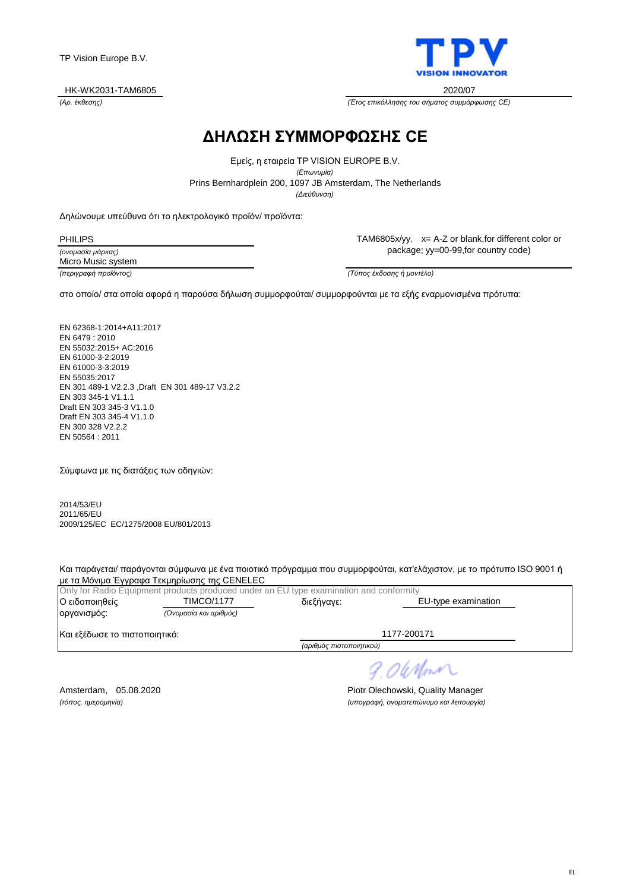TP Vision Europe B.V.

HK-WK2031-TAM6805
*(Αρ. έκθεσης)*

2020/07
*(Έτος επικόλλησης του σήματος συμμόρφωσης CE)*

# ΔΗΛΩΣΗ ΣΥΜΜΟΡΦΩΣΗΣ CE

Εμείς, η εταιρεία TP VISION EUROPE B.V.
*(Επωνυμία)*
Prins Bernhardplein 200, 1097 JB Amsterdam, The Netherlands
*(Διεύθυνση)*

Δηλώνουμε υπεύθυνα ότι το ηλεκτρολογικό προϊόν/ προϊόντα:

PHILIPS
*(ονομασία μάρκας)*
Micro Music system
*(περιγραφή προϊόντος)*

TAM6805x/yy, x= A-Z or blank,for different color or package; yy=00-99,for country code)
*(Τύπος έκδοσης ή μοντέλο)*

στο οποίο/ στα οποία αφορά η παρούσα δήλωση συμμορφούται/ συμμορφούνται με τα εξής εναρμονισμένα πρότυπα:

EN 62368-1:2014+A11:2017
EN 6479 : 2010
EN 55032:2015+ AC:2016
EN 61000-3-2:2019
EN 61000-3-3:2019
EN 55035:2017
EN 301 489-1 V2.2.3 ,Draft EN 301 489-17 V3.2.2
EN 303 345-1 V1.1.1
Draft EN 303 345-3 V1.1.0
Draft EN 303 345-4 V1.1.0
EN 300 328 V2.2.2
EN 50564 : 2011

Σύμφωνα με τις διατάξεις των οδηγιών:

2014/53/EU
2011/65/EU
2009/125/EC EC/1275/2008 EU/801/2013

Και παράγεται/ παράγονται σύμφωνα με ένα ποιοτικό πρόγραμμα που συμμορφούται, κατ'ελάχιστον, με το πρότυπο ISO 9001 ή με τα Μόνιμα Έγγραφα Τεκμηρίωσης της CENELEC

Only for Radio Equipment products produced under an EU type examination and conformity

Ο ειδοποιηθείς οργανισμός: TIMCO/1177 *(Ονομασία και αριθμός)* διεξήγαγε: EU-type examination

Και εξέδωσε το πιστοποιητικό: 1177-200171 *(αριθμός πιστοποιητικού)*

Amsterdam, 05.08.2020
*(τόπος, ημερομηνία)*

Piotr Olechowski, Quality Manager
*(υπογραφή, ονοματεπώνυμο και λειτουργία)*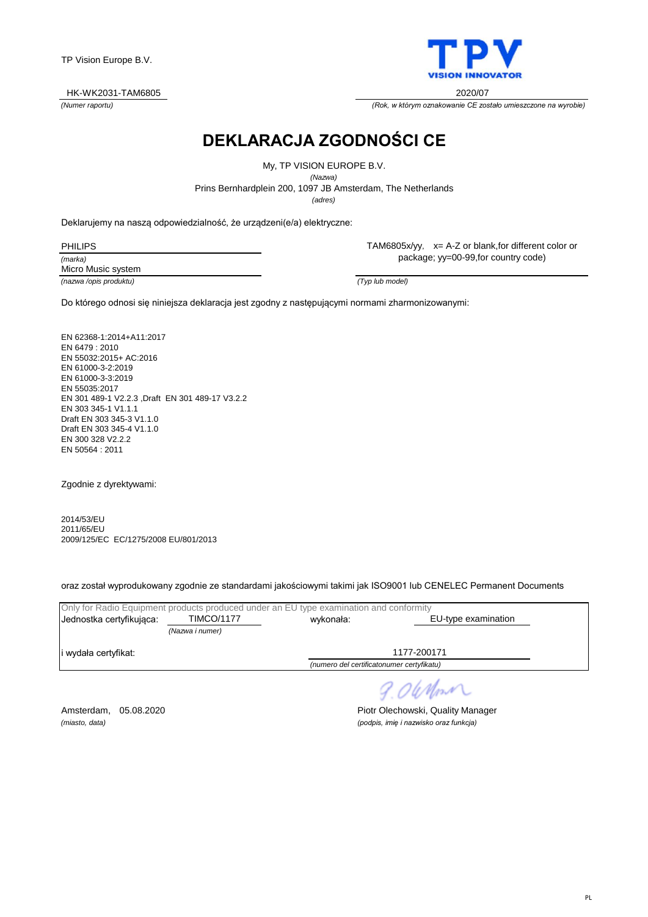TP Vision Europe B.V.

TPV
VISION INNOVATOR

HK-WK2031-TAM6805
*(Numer raportu)*

2020/07
*(Rok, w którym oznakowanie CE zostało umieszczone na wyrobie)*

# DEKLARACJA ZGODNOŚCI CE

My, TP VISION EUROPE B.V.
*(Nazwa)*
Prins Bernhardplein 200, 1097 JB Amsterdam, The Netherlands
*(adres)*

Deklarujemy na naszą odpowiedzialność, że urządzeni(e/a) elektryczne:

PHILIPS
*(marka)*
Micro Music system
*(nazwa /opis produktu)*

TAM6805x/yy, x= A-Z or blank,for different color or package; yy=00-99,for country code)
*(Typ lub model)*

Do którego odnosi się niniejsza deklaracja jest zgodny z następującymi normami zharmonizowanymi:

EN 62368-1:2014+A11:2017
EN 6479 : 2010
EN 55032:2015+ AC:2016
EN 61000-3-2:2019
EN 61000-3-3:2019
EN 55035:2017
EN 301 489-1 V2.2.3 ,Draft EN 301 489-17 V3.2.2
EN 303 345-1 V1.1.1
Draft EN 303 345-3 V1.1.0
Draft EN 303 345-4 V1.1.0
EN 300 328 V2.2.2
EN 50564 : 2011

Zgodnie z dyrektywami:

2014/53/EU
2011/65/EU
2009/125/EC EC/1275/2008 EU/801/2013

oraz został wyprodukowany zgodnie ze standardami jakościowymi takimi jak ISO9001 lub CENELEC Permanent Documents

Only for Radio Equipment products produced under an EU type examination and conformity

| Jednostka certyfikująca: | TIMCO/1177 *(Nazwa i numer)* | wykonała: | EU-type examination |
|---|---|---|---|
| i wydała certyfikat: | | | 1177-200171 *(numero del certificatonumer certyfikatu)* |

Amsterdam, 05.08.2020
*(miasto, data)*

Piotr Olechowski, Quality Manager
*(podpis, imię i nazwisko oraz funkcja)*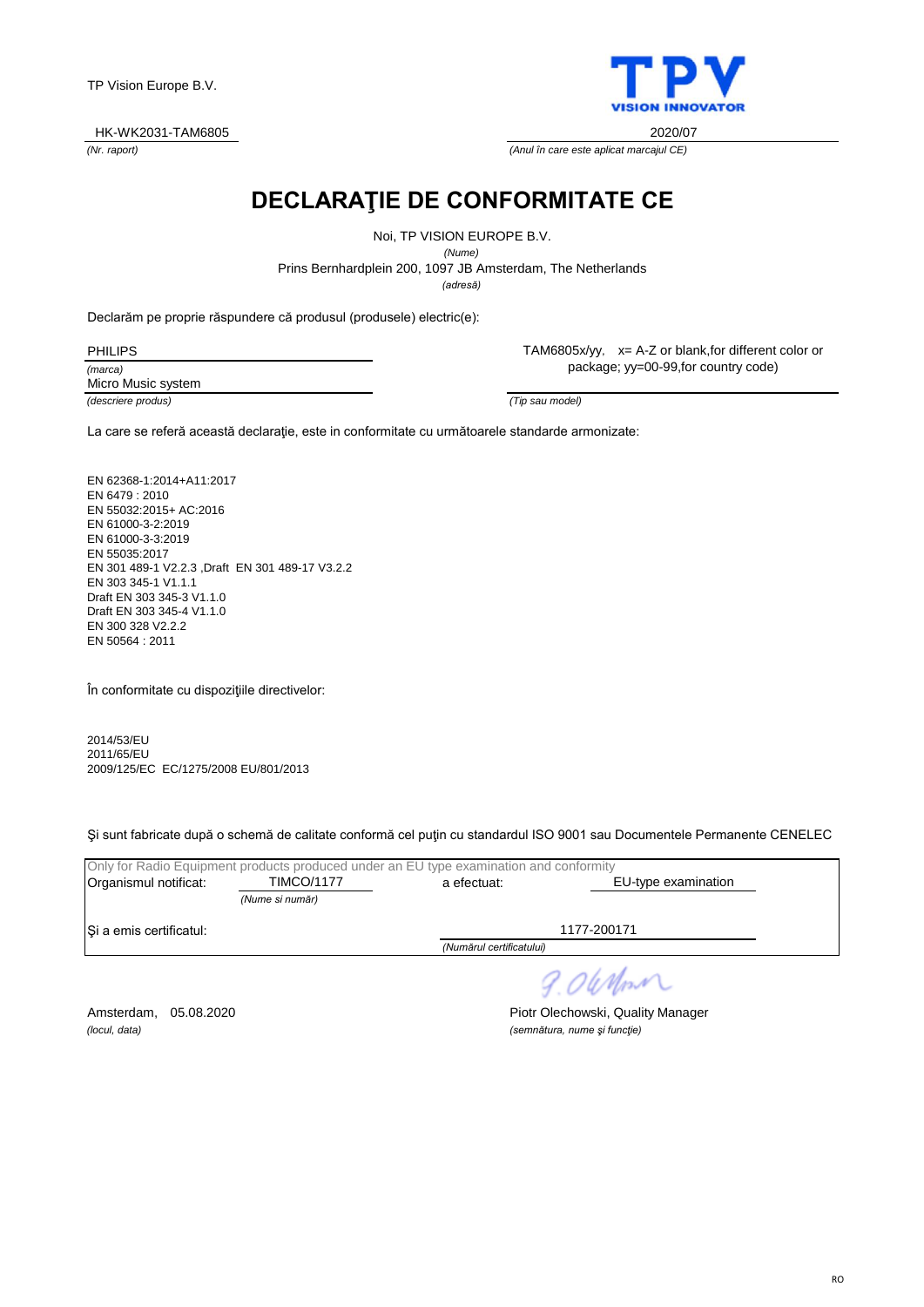TP Vision Europe B.V.

TPV
VISION INNOVATOR

HK-WK2031-TAM6805
*(Nr. raport)*

2020/07
*(Anul în care este aplicat marcajul CE)*

# DECLARAŢIE DE CONFORMITATE CE

Noi, TP VISION EUROPE B.V.
*(Nume)*
Prins Bernhardplein 200, 1097 JB Amsterdam, The Netherlands
*(adresă)*

Declarăm pe proprie răspundere că produsul (produsele) electric(e):

PHILIPS
*(marca)*

Micro Music system
*(descriere produs)*

TAM6805x/yy, x= A-Z or blank,for different color or package; yy=00-99,for country code)
*(Tip sau model)*

La care se referă această declaraţie, este in conformitate cu următoarele standarde armonizate:

EN 62368-1:2014+A11:2017
EN 6479 : 2010
EN 55032:2015+ AC:2016
EN 61000-3-2:2019
EN 61000-3-3:2019
EN 55035:2017
EN 301 489-1 V2.2.3 ,Draft EN 301 489-17 V3.2.2
EN 303 345-1 V1.1.1
Draft EN 303 345-3 V1.1.0
Draft EN 303 345-4 V1.1.0
EN 300 328 V2.2.2
EN 50564 : 2011

În conformitate cu dispoziţiile directivelor:

2014/53/EU
2011/65/EU
2009/125/EC EC/1275/2008 EU/801/2013

Şi sunt fabricate după o schemă de calitate conformă cel puţin cu standardul ISO 9001 sau Documentele Permanente CENELEC

Only for Radio Equipment products produced under an EU type examination and conformity

Organismul notificat: TIMCO/1177 *(Nume si număr)* a efectuat: EU-type examination

Şi a emis certificatul: 1177-200171 *(Numărul certificatului)*

Amsterdam, 05.08.2020
*(locul, data)*

P.Olechowski

Piotr Olechowski, Quality Manager
*(semnătura, nume şi funcţie)*

RO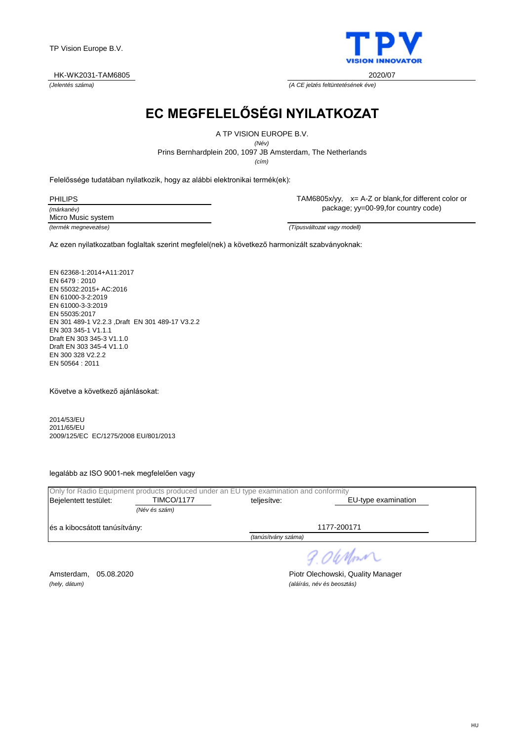TP Vision Europe B.V.

HK-WK2031-TAM6805
*(Jelentés száma)*

2020/07
*(A CE jelzés feltüntetésének éve)*

# EC MEGFELELŐSÉGI NYILATKOZAT

A TP VISION EUROPE B.V.
*(Név)*
Prins Bernhardplein 200, 1097 JB Amsterdam, The Netherlands
*(cím)*

Felelőssége tudatában nyilatkozik, hogy az alábbi elektronikai termék(ek):

PHILIPS
*(márkanév)*
Micro Music system
*(termék megnevezése)*

TAM6805x/yy,    x= A-Z or blank,for different color or package; yy=00-99,for country code)
*(Típusváltozat vagy modell)*

Az ezen nyilatkozatban foglaltak szerint megfelel(nek) a következő harmonizált szabványoknak:

EN 62368-1:2014+A11:2017
EN 6479 : 2010
EN 55032:2015+ AC:2016
EN 61000-3-2:2019
EN 61000-3-3:2019
EN 55035:2017
EN 301 489-1 V2.2.3 ,Draft  EN 301 489-17 V3.2.2
EN 303 345-1 V1.1.1
Draft EN 303 345-3 V1.1.0
Draft EN 303 345-4 V1.1.0
EN 300 328 V2.2.2
EN 50564 : 2011

Követve a következő ajánlásokat:

2014/53/EU
2011/65/EU
2009/125/EC  EC/1275/2008 EU/801/2013

legalább az ISO 9001-nek megfelelően vagy

Only for Radio Equipment products produced under an EU type examination and conformity

Bejelentett testület: TIMCO/1177 *(Név és szám)*    teljesítve: EU-type examination

és a kibocsátott tanúsítvány: 1177-200171 *(tanúsítvány száma)*

Amsterdam,   05.08.2020
*(hely, dátum)*

Piotr Olechowski, Quality Manager
*(aláírás, név és beosztás)*

HU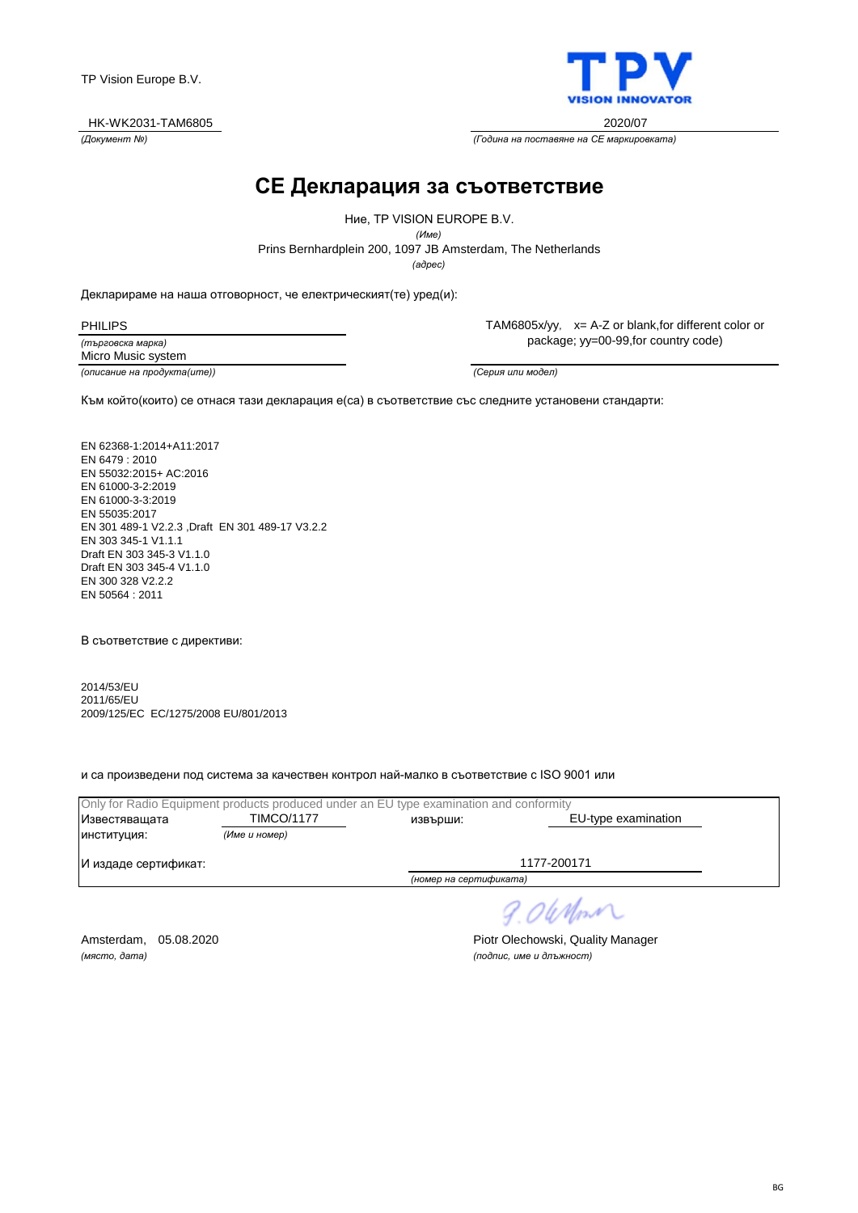TP Vision Europe B.V.

HK-WK2031-TAM6805
*(Документ №)*

2020/07
*(Година на поставяне на CE маркировката)*

# CE Декларация за съответствие

Ние, TP VISION EUROPE B.V.
*(Име)*
Prins Bernhardplein 200, 1097 JB Amsterdam, The Netherlands
*(адрес)*

Декларираме на наша отговорност, че електрическият(те) уред(и):

PHILIPS
*(търговска марка)*

Micro Music system
*(описание на продукта(ите))*

TAM6805x/yy, x= A-Z or blank,for different color or package; yy=00-99,for country code)
*(Серия или модел)*

Към който(които) се отнася тази декларация е(са) в съответствие със следните установени стандарти:

EN 62368-1:2014+A11:2017
EN 6479 : 2010
EN 55032:2015+ AC:2016
EN 61000-3-2:2019
EN 61000-3-3:2019
EN 55035:2017
EN 301 489-1 V2.2.3 ,Draft EN 301 489-17 V3.2.2
EN 303 345-1 V1.1.1
Draft EN 303 345-3 V1.1.0
Draft EN 303 345-4 V1.1.0
EN 300 328 V2.2.2
EN 50564 : 2011

В съответствие с директиви:

2014/53/EU
2011/65/EU
2009/125/EC EC/1275/2008 EU/801/2013

и са произведени под система за качествен контрол най-малко в съответствие с ISO 9001 или

Only for Radio Equipment products produced under an EU type examination and conformity

| Известяващата институция: | TIMCO/1177 *(Име и номер)* | извърши: | EU-type examination |
|---|---|---|---|
| И издаде сертификат: | | | 1177-200171 *(номер на сертификата)* |

Amsterdam, 05.08.2020
*(място, дата)*

P. Olechowski
Piotr Olechowski, Quality Manager
*(подпис, име и длъжност)*

BG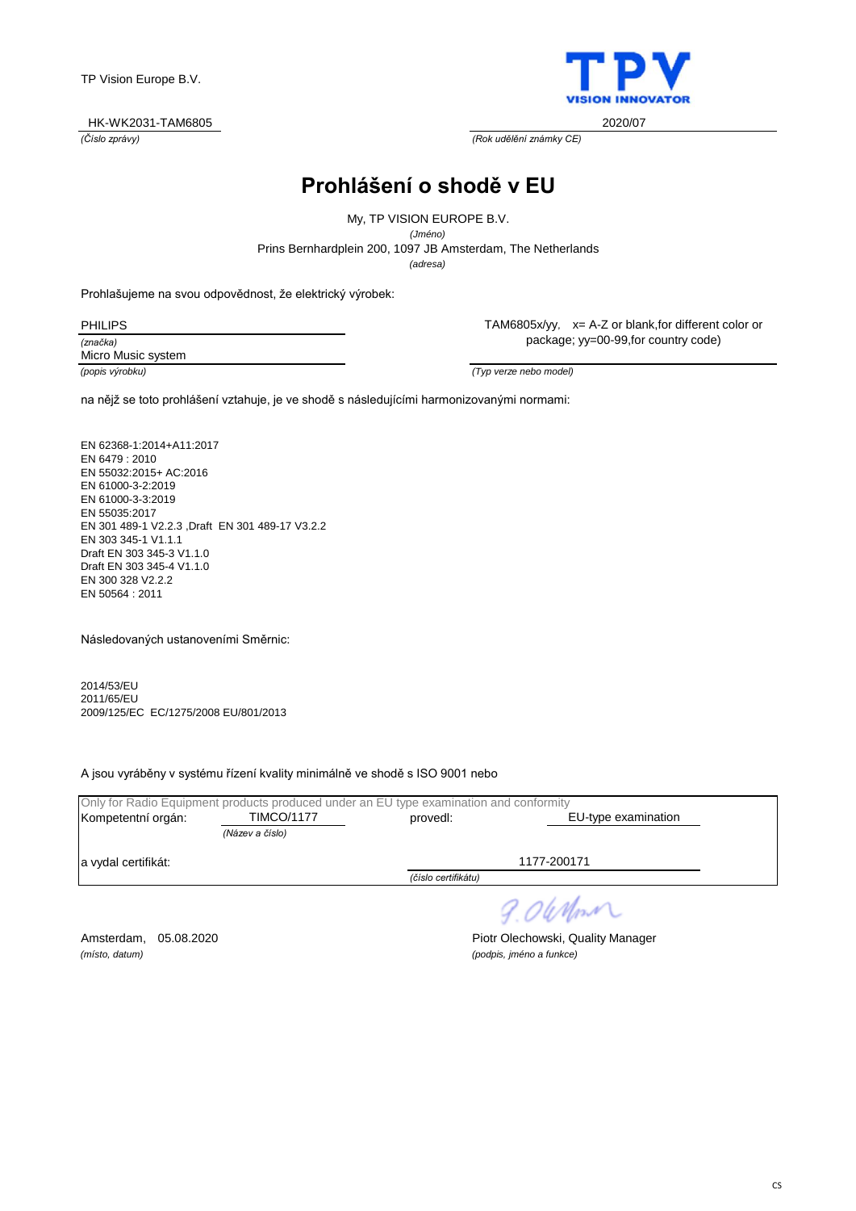TP Vision Europe B.V.

TPV
VISION INNOVATOR

HK-WK2031-TAM6805
*(Číslo zprávy)*

2020/07
*(Rok udělění známky CE)*

# Prohlášení o shodě v EU

My, TP VISION EUROPE B.V.
*(Jméno)*
Prins Bernhardplein 200, 1097 JB Amsterdam, The Netherlands
*(adresa)*

Prohlašujeme na svou odpovědnost, že elektrický výrobek:

PHILIPS
*(značka)*
Micro Music system
*(popis výrobku)*

TAM6805x/yy,    x= A-Z or blank,for different color or package; yy=00-99,for country code)
*(Typ verze nebo model)*

na nějž se toto prohlášení vztahuje, je ve shodě s následujícími harmonizovanými normami:

EN 62368-1:2014+A11:2017
EN 6479 : 2010
EN 55032:2015+ AC:2016
EN 61000-3-2:2019
EN 61000-3-3:2019
EN 55035:2017
EN 301 489-1 V2.2.3 ,Draft EN 301 489-17 V3.2.2
EN 303 345-1 V1.1.1
Draft EN 303 345-3 V1.1.0
Draft EN 303 345-4 V1.1.0
EN 300 328 V2.2.2
EN 50564 : 2011

Následovaných ustanoveními Směrnic:

2014/53/EU
2011/65/EU
2009/125/EC EC/1275/2008 EU/801/2013

A jsou vyráběny v systému řízení kvality minimálně ve shodě s ISO 9001 nebo

Only for Radio Equipment products produced under an EU type examination and conformity

Kompetentní orgán: TIMCO/1177 *(Název a číslo)*    provedl: EU-type examination

a vydal certifikát: 1177-200171 *(číslo certifikátu)*

Amsterdam, 05.08.2020
*(místo, datum)*

Piotr Olechowski, Quality Manager
*(podpis, jméno a funkce)*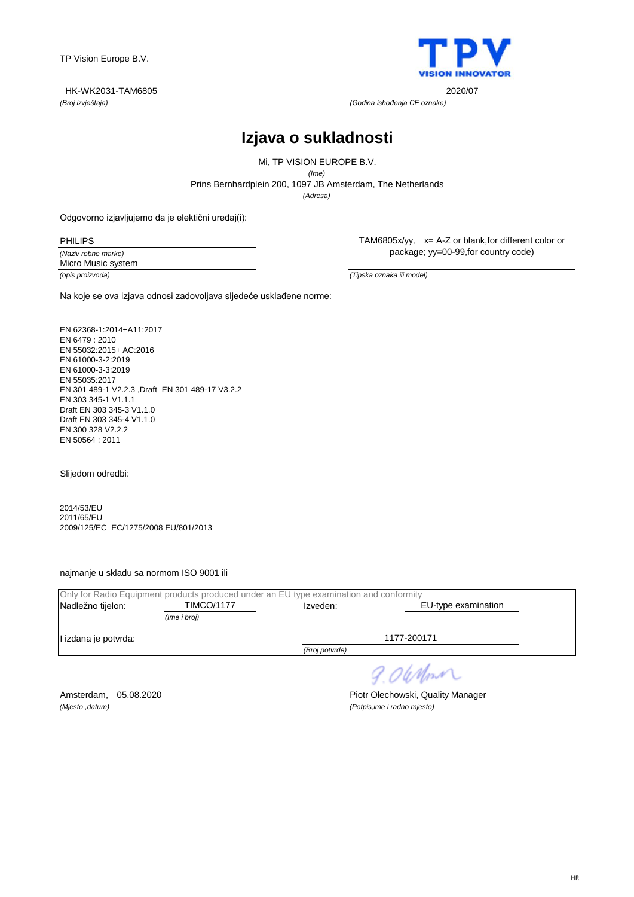TP Vision Europe B.V.

HK-WK2031-TAM6805
*(Broj izvješţaja)*

2020/07
*(Godina ishođenja CE oznake)*

# Izjava o sukladnosti

Mi, TP VISION EUROPE B.V.
*(Ime)*
Prins Bernhardplein 200, 1097 JB Amsterdam, The Netherlands
*(Adresa)*

Odgovorno izjavljujemo da je elektični uređaj(i):

PHILIPS
*(Naziv robne marke)*

Micro Music system
*(opis proizvoda)*

TAM6805x/yy, x= A-Z or blank,for different color or package; yy=00-99,for country code)
*(Tipska oznaka ili model)*

Na koje se ova izjava odnosi zadovoljava sljedeće usklađene norme:

EN 62368-1:2014+A11:2017
EN 6479 : 2010
EN 55032:2015+ AC:2016
EN 61000-3-2:2019
EN 61000-3-3:2019
EN 55035:2017
EN 301 489-1 V2.2.3 ,Draft EN 301 489-17 V3.2.2
EN 303 345-1 V1.1.1
Draft EN 303 345-3 V1.1.0
Draft EN 303 345-4 V1.1.0
EN 300 328 V2.2.2
EN 50564 : 2011

Slijedom odredbi:

2014/53/EU
2011/65/EU
2009/125/EC EC/1275/2008 EU/801/2013

najmanje u skladu sa normom ISO 9001 ili

Only for Radio Equipment products produced under an EU type examination and conformity

| Nadležno tijelon: | TIMCO/1177 *(Ime i broj)* | Izveden: | EU-type examination |
|---|---|---|---|
| I izdana je potvrda: | | *(Broj potvrde)* | 1177-200171 |

Amsterdam, 05.08.2020
*(Mjesto ,datum)*

Piotr Olechowski, Quality Manager
*(Potpis,ime i radno mjesto)*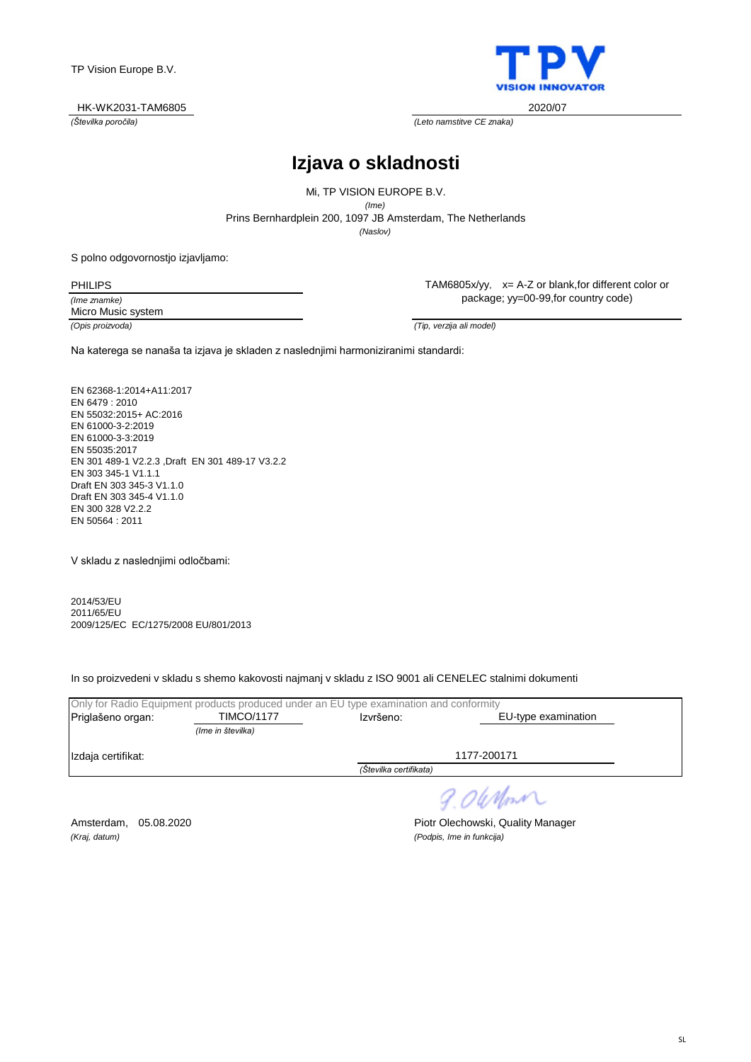TP Vision Europe B.V.

HK-WK2031-TAM6805
*(Številka poročila)*

2020/07
*(Leto namstitve CE znaka)*

# Izjava o skladnosti

Mi, TP VISION EUROPE B.V.
*(Ime)*
Prins Bernhardplein 200, 1097 JB Amsterdam, The Netherlands
*(Naslov)*

S polno odgovornostjo izjavljamo:

PHILIPS
*(Ime znamke)*

Micro Music system
*(Opis proizvoda)*

TAM6805x/yy, x= A-Z or blank,for different color or package; yy=00-99,for country code)
*(Tip, verzija ali model)*

Na katerega se nanaša ta izjava je skladen z naslednjimi harmoniziranimi standardi:

EN 62368-1:2014+A11:2017
EN 6479 : 2010
EN 55032:2015+ AC:2016
EN 61000-3-2:2019
EN 61000-3-3:2019
EN 55035:2017
EN 301 489-1 V2.2.3 ,Draft EN 301 489-17 V3.2.2
EN 303 345-1 V1.1.1
Draft EN 303 345-3 V1.1.0
Draft EN 303 345-4 V1.1.0
EN 300 328 V2.2.2
EN 50564 : 2011

V skladu z naslednjimi odločbami:

2014/53/EU
2011/65/EU
2009/125/EC EC/1275/2008 EU/801/2013

In so proizvedeni v skladu s shemo kakovosti najmanj v skladu z ISO 9001 ali CENELEC stalnimi dokumenti

Only for Radio Equipment products produced under an EU type examination and conformity

Priglašeno organ: TIMCO/1177 *(Ime in številka)*
Izvršeno: EU-type examination

Izdaja certifikat: 1177-200171 *(Številka certifikata)*

Amsterdam, 05.08.2020
*(Kraj, datum)*

Piotr Olechowski, Quality Manager
*(Podpis, Ime in funkcija)*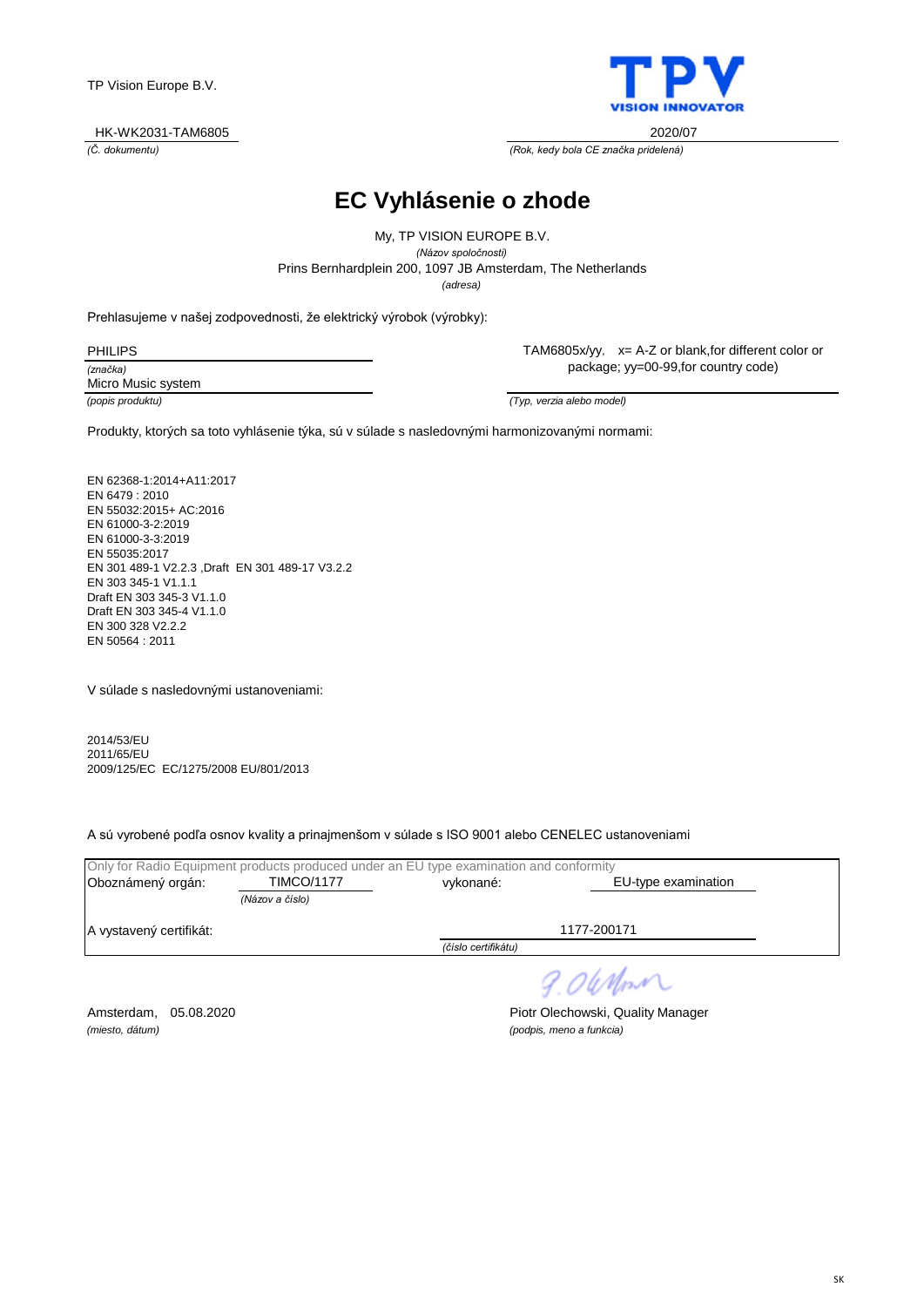TP Vision Europe B.V.

HK-WK2031-TAM6805
*(Č. dokumentu)*

2020/07
*(Rok, kedy bola CE značka pridelená)*

# EC Vyhlásenie o zhode

My, TP VISION EUROPE B.V.
*(Názov spoločnosti)*
Prins Bernhardplein 200, 1097 JB Amsterdam, The Netherlands
*(adresa)*

Prehlasujeme v našej zodpovednosti, že elektrický výrobok (výrobky):

PHILIPS
*(značka)*

Micro Music system
*(popis produktu)*

TAM6805x/yy, x= A-Z or blank,for different color or package; yy=00-99,for country code)
*(Typ, verzia alebo model)*

Produkty, ktorých sa toto vyhlásenie týka, sú v súlade s nasledovnými harmonizovanými normami:

EN 62368-1:2014+A11:2017
EN 6479 : 2010
EN 55032:2015+ AC:2016
EN 61000-3-2:2019
EN 61000-3-3:2019
EN 55035:2017
EN 301 489-1 V2.2.3 ,Draft EN 301 489-17 V3.2.2
EN 303 345-1 V1.1.1
Draft EN 303 345-3 V1.1.0
Draft EN 303 345-4 V1.1.0
EN 300 328 V2.2.2
EN 50564 : 2011

V súlade s nasledovnými ustanoveniami:

2014/53/EU
2011/65/EU
2009/125/EC EC/1275/2008 EU/801/2013

A sú vyrobené podľa osnov kvality a prinajmenšom v súlade s ISO 9001 alebo CENELEC ustanoveniami

Only for Radio Equipment products produced under an EU type examination and conformity

Oboznámený orgán: TIMCO/1177 *(Názov a číslo)* vykonané: EU-type examination

A vystavený certifikát: 1177-200171 *(číslo certifikátu)*

Amsterdam, 05.08.2020
*(miesto, dátum)*

Piotr Olechowski, Quality Manager
*(podpis, meno a funkcia)*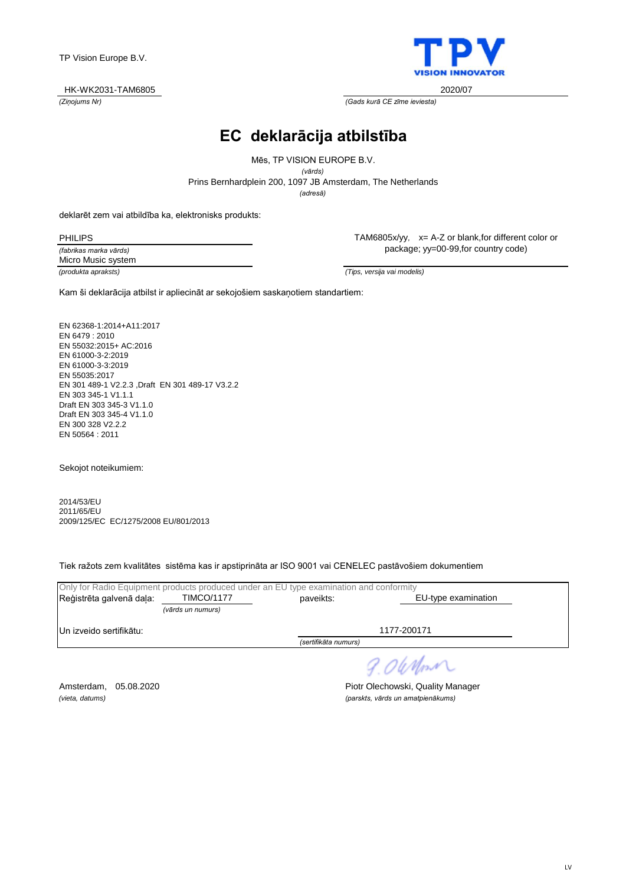TP Vision Europe B.V.

TPV
VISION INNOVATOR

HK-WK2031-TAM6805
*(Ziņojums Nr)*

2020/07
*(Gads kurā CE zīme ieviesta)*

# EC deklarācija atbilstība

Mēs, TP VISION EUROPE B.V.
*(vārds)*
Prins Bernhardplein 200, 1097 JB Amsterdam, The Netherlands
*(adresā)*

deklarēt zem vai atbildība ka, elektronisks produkts:

PHILIPS
*(fabrikas marka vārds)*

Micro Music system
*(produkta apraksts)*

TAM6805x/yy, x= A-Z or blank,for different color or package; yy=00-99,for country code)
*(Tips, versija vai modelis)*

Kam ši deklarācija atbilst ir apliecināt ar sekojošiem saskaņotiem standartiem:

EN 62368-1:2014+A11:2017
EN 6479 : 2010
EN 55032:2015+ AC:2016
EN 61000-3-2:2019
EN 61000-3-3:2019
EN 55035:2017
EN 301 489-1 V2.2.3 ,Draft EN 301 489-17 V3.2.2
EN 303 345-1 V1.1.1
Draft EN 303 345-3 V1.1.0
Draft EN 303 345-4 V1.1.0
EN 300 328 V2.2.2
EN 50564 : 2011

Sekojot noteikumiem:

2014/53/EU
2011/65/EU
2009/125/EC EC/1275/2008 EU/801/2013

Tiek ražots zem kvalitātes sistēma kas ir apstiprināta ar ISO 9001 vai CENELEC pastāvošiem dokumentiem

Only for Radio Equipment products produced under an EU type examination and conformity

Reģistrēta galvenā daļa: TIMCO/1177 *(vārds un numurs)* paveikts: EU-type examination

Un izveido sertifikātu: 1177-200171 *(sertifikāta numurs)*

Amsterdam, 05.08.2020
*(vieta, datums)*

P. Olechowski

Piotr Olechowski, Quality Manager
*(parskts, vārds un amatpienākums)*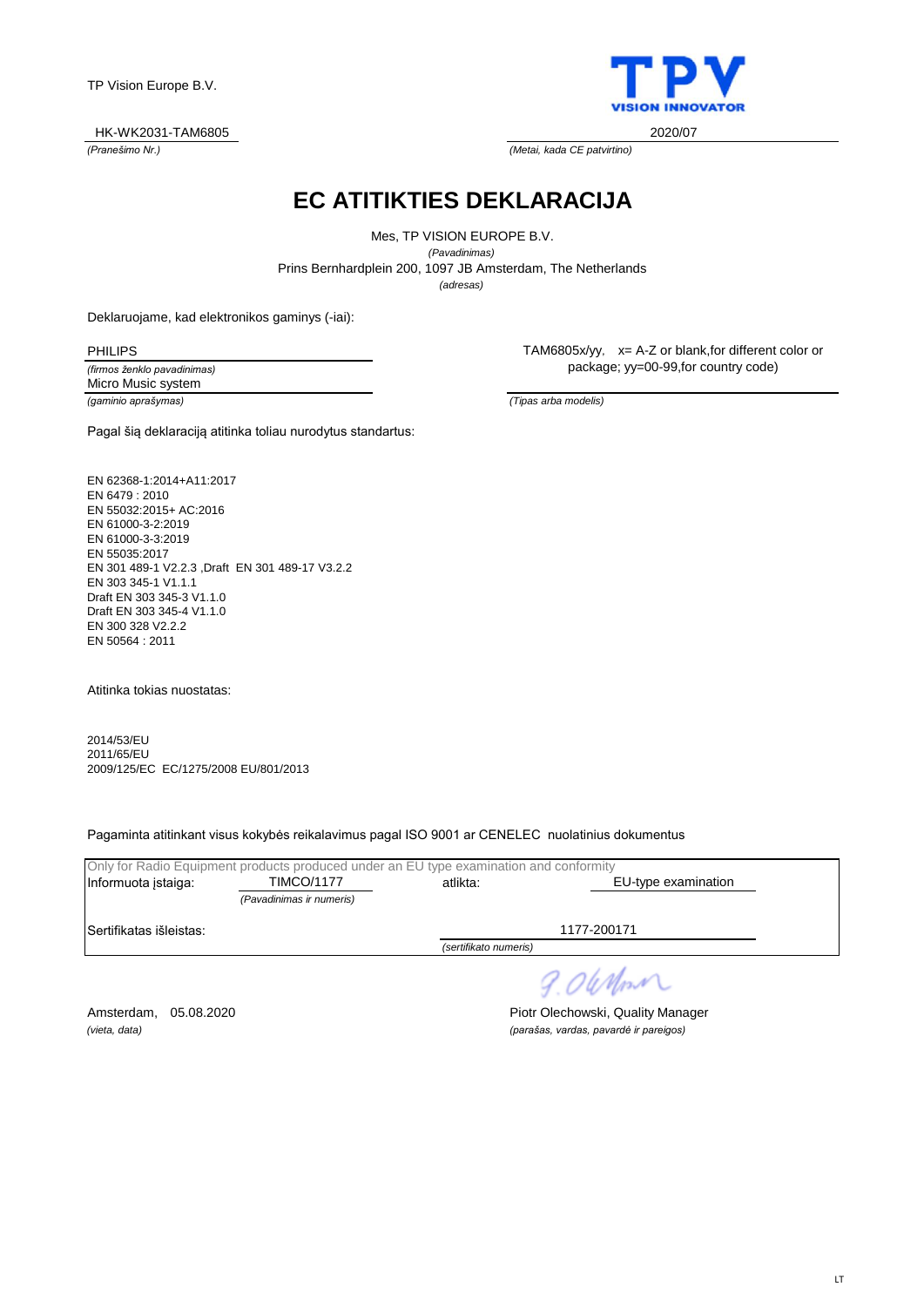TP Vision Europe B.V.

HK-WK2031-TAM6805
*(Pranešimo Nr.)*

2020/07
*(Metai, kada CE patvirtino)*

# EC ATITIKTIES DEKLARACIJA

Mes, TP VISION EUROPE B.V.
*(Pavadinimas)*
Prins Bernhardplein 200, 1097 JB Amsterdam, The Netherlands
*(adresas)*

Deklaruojame, kad elektronikos gaminys (-iai):

PHILIPS
*(firmos ženklo pavadinimas)*
Micro Music system
*(gaminio aprašymas)*

TAM6805x/yy, x= A-Z or blank,for different color or package; yy=00-99,for country code)
*(Tipas arba modelis)*

Pagal šią deklaraciją atitinka toliau nurodytus standartus:

EN 62368-1:2014+A11:2017
EN 6479 : 2010
EN 55032:2015+ AC:2016
EN 61000-3-2:2019
EN 61000-3-3:2019
EN 55035:2017
EN 301 489-1 V2.2.3 ,Draft EN 301 489-17 V3.2.2
EN 303 345-1 V1.1.1
Draft EN 303 345-3 V1.1.0
Draft EN 303 345-4 V1.1.0
EN 300 328 V2.2.2
EN 50564 : 2011

Atitinka tokias nuostatas:

2014/53/EU
2011/65/EU
2009/125/EC EC/1275/2008 EU/801/2013

Pagaminta atitinkant visus kokybės reikalavimus pagal ISO 9001 ar CENELEC nuolatinius dokumentus

Only for Radio Equipment products produced under an EU type examination and conformity

Informuota įstaiga: TIMCO/1177 *(Pavadinimas ir numeris)* atlikta: EU-type examination

Sertifikatas išleistas: 1177-200171 *(sertifikato numeris)*

Amsterdam, 05.08.2020
*(vieta, data)*

Piotr Olechowski, Quality Manager
*(parašas, vardas, pavardė ir pareigos)*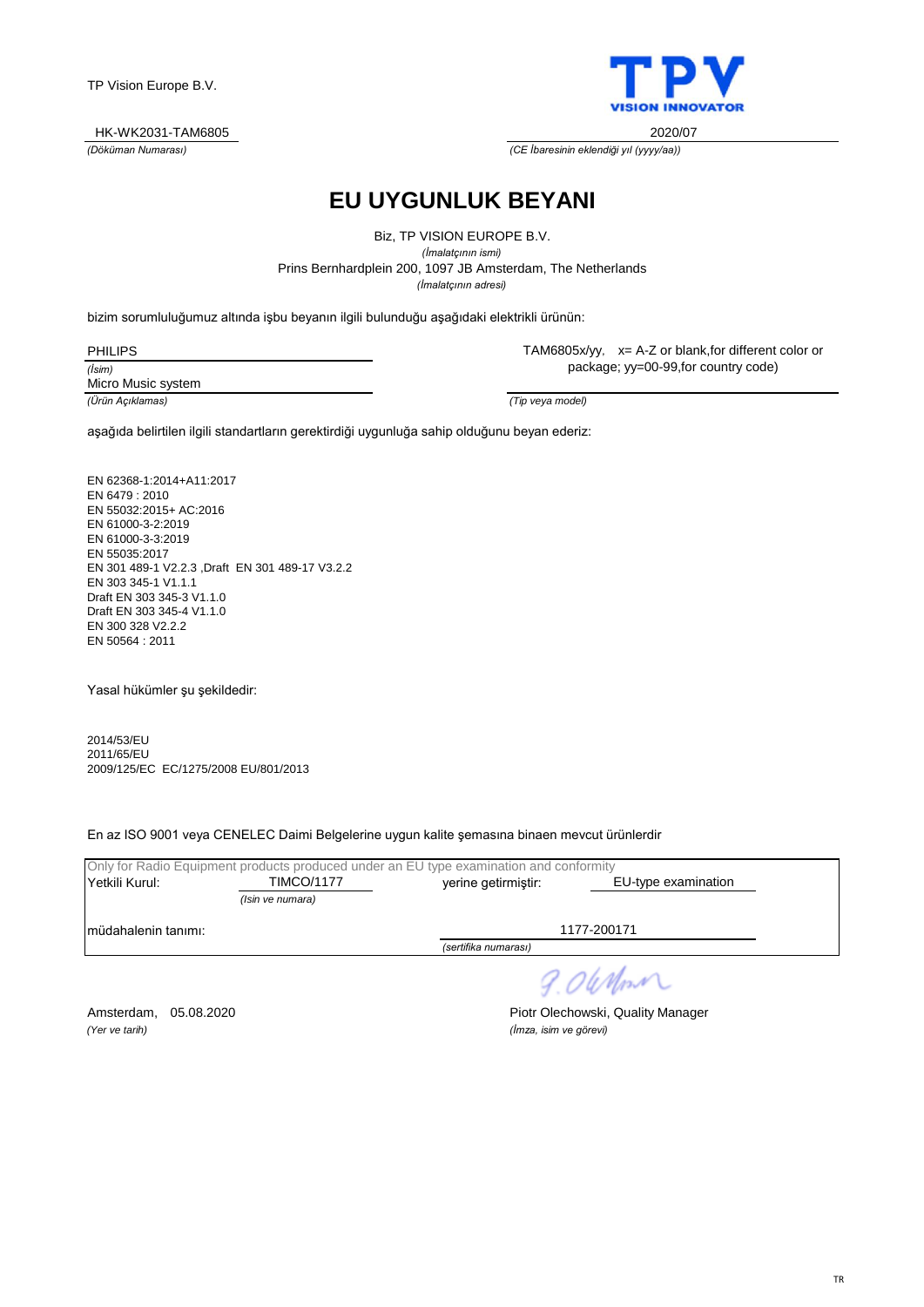TP Vision Europe B.V.

TPV
VISION INNOVATOR

HK-WK2031-TAM6805
*(Döküman Numarası)*

2020/07
*(CE İbaresinin eklendiği yıl (yyyy/aa))*

# EU UYGUNLUK BEYANI

Biz, TP VISION EUROPE B.V.
*(İmalatçının ismi)*
Prins Bernhardplein 200, 1097 JB Amsterdam, The Netherlands
*(İmalatçının adresi)*

bizim sorumluluğumuz altında işbu beyanın ilgili bulunduğu aşağıdaki elektrikli ürünün:

PHILIPS
*(İsim)*
Micro Music system
*(Ürün Açıklamas)*

TAM6805x/yy, x= A-Z or blank,for different color or package; yy=00-99,for country code)
*(Tip veya model)*

aşağıda belirtilen ilgili standartların gerektirdiği uygunluğa sahip olduğunu beyan ederiz:

EN 62368-1:2014+A11:2017
EN 6479 : 2010
EN 55032:2015+ AC:2016
EN 61000-3-2:2019
EN 61000-3-3:2019
EN 55035:2017
EN 301 489-1 V2.2.3 ,Draft EN 301 489-17 V3.2.2
EN 303 345-1 V1.1.1
Draft EN 303 345-3 V1.1.0
Draft EN 303 345-4 V1.1.0
EN 300 328 V2.2.2
EN 50564 : 2011

Yasal hükümler şu şekildedir:

2014/53/EU
2011/65/EU
2009/125/EC EC/1275/2008 EU/801/2013

En az ISO 9001 veya CENELEC Daimi Belgelerine uygun kalite şemasına binaen mevcut ürünlerdir

Only for Radio Equipment products produced under an EU type examination and conformity

| | | | |
|---|---|---|---|
| Yetkili Kurul: | TIMCO/1177 *(Isin ve numara)* | yerine getirmiştir: | EU-type examination |
| müdahalenin tanımı: | | 1177-200171 *(sertifika numarası)* | |

Amsterdam, 05.08.2020
*(Yer ve tarih)*

Piotr Olechowski, Quality Manager
*(İmza, isim ve görevi)*